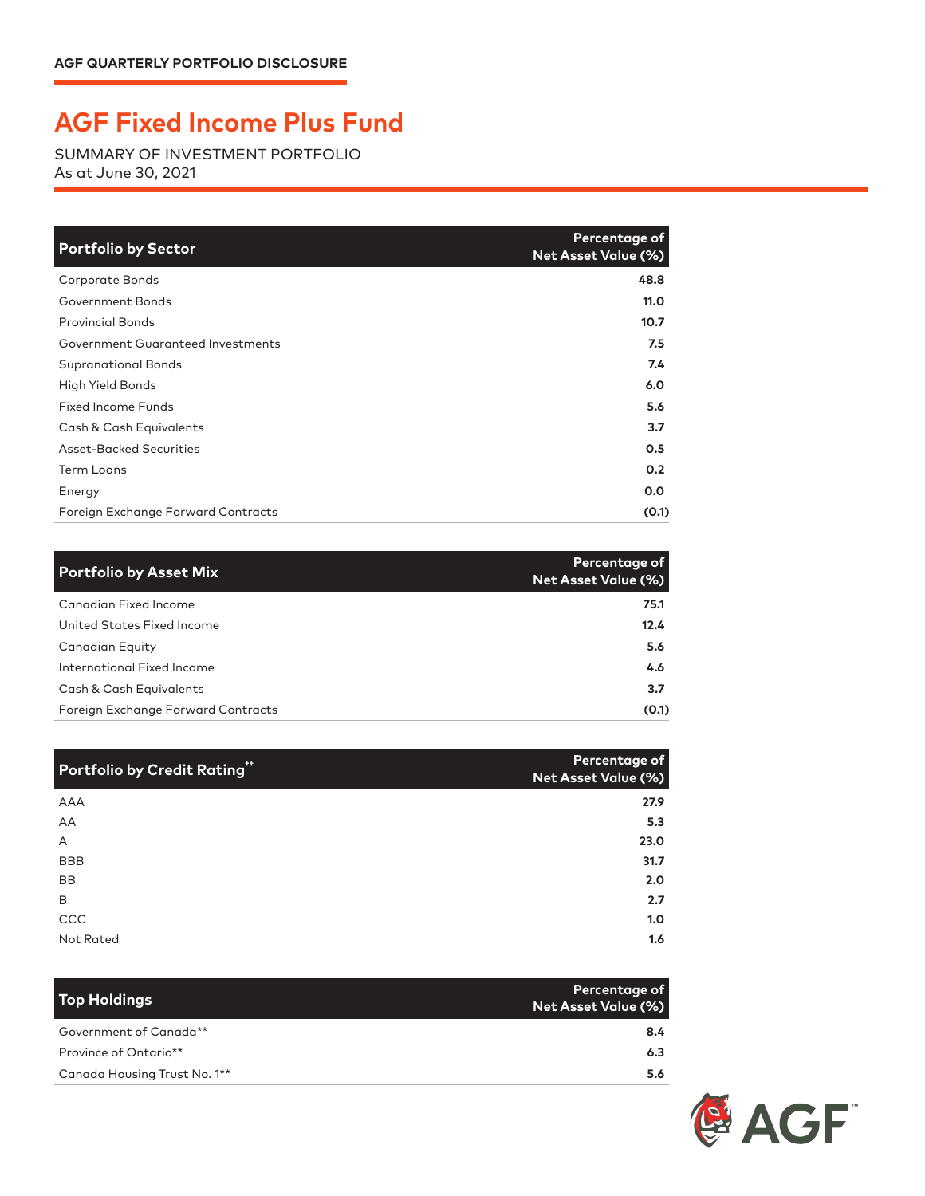AGF QUARTERLY PORTFOLIO DISCLOSURE

# AGF Fixed Income Plus Fund

SUMMARY OF INVESTMENT PORTFOLIO
As at June 30, 2021

| Portfolio by Sector | Percentage of Net Asset Value (%) |
|---|---|
| Corporate Bonds | 48.8 |
| Government Bonds | 11.0 |
| Provincial Bonds | 10.7 |
| Government Guaranteed Investments | 7.5 |
| Supranational Bonds | 7.4 |
| High Yield Bonds | 6.0 |
| Fixed Income Funds | 5.6 |
| Cash & Cash Equivalents | 3.7 |
| Asset-Backed Securities | 0.5 |
| Term Loans | 0.2 |
| Energy | 0.0 |
| Foreign Exchange Forward Contracts | (0.1) |

| Portfolio by Asset Mix | Percentage of Net Asset Value (%) |
|---|---|
| Canadian Fixed Income | 75.1 |
| United States Fixed Income | 12.4 |
| Canadian Equity | 5.6 |
| International Fixed Income | 4.6 |
| Cash & Cash Equivalents | 3.7 |
| Foreign Exchange Forward Contracts | (0.1) |

| Portfolio by Credit Rating[††] | Percentage of Net Asset Value (%) |
|---|---|
| AAA | 27.9 |
| AA | 5.3 |
| A | 23.0 |
| BBB | 31.7 |
| BB | 2.0 |
| B | 2.7 |
| CCC | 1.0 |
| Not Rated | 1.6 |

| Top Holdings | Percentage of Net Asset Value (%) |
|---|---|
| Government of Canada** | 8.4 |
| Province of Ontario** | 6.3 |
| Canada Housing Trust No. 1** | 5.6 |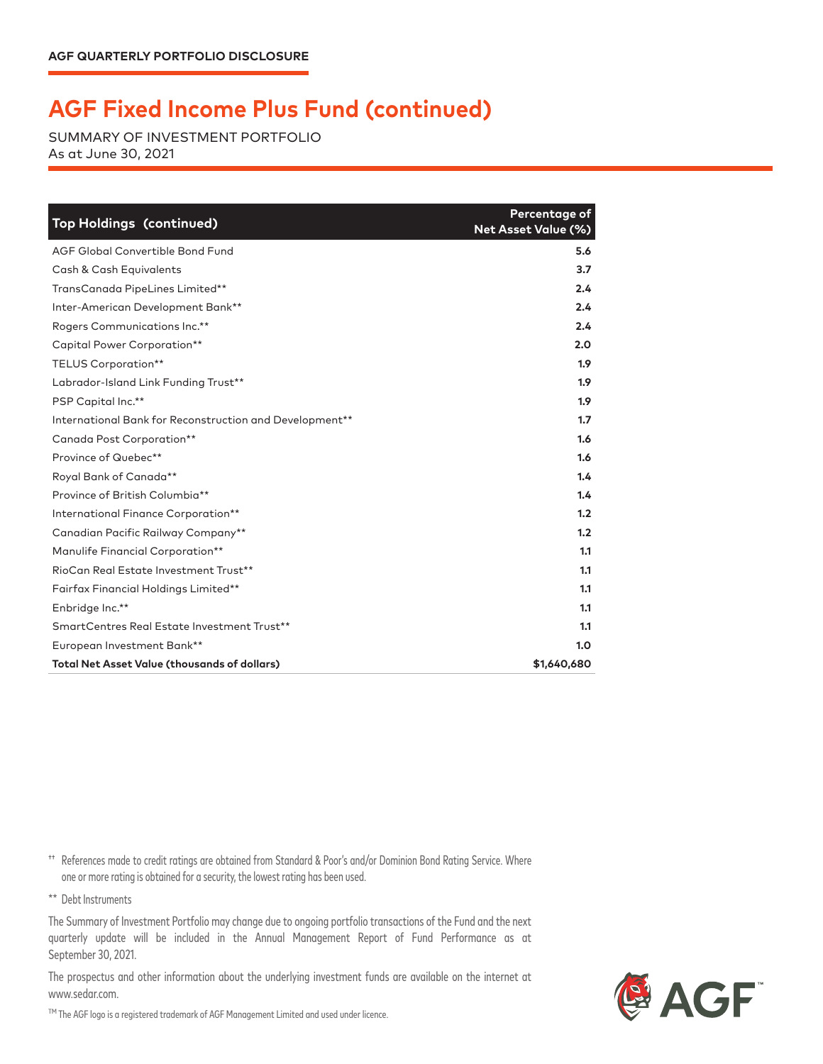## AGF QUARTERLY PORTFOLIO DISCLOSURE

# AGF Fixed Income Plus Fund (continued)

SUMMARY OF INVESTMENT PORTFOLIO
As at June 30, 2021

| Top Holdings (continued) | Percentage of Net Asset Value (%) |
|---|---|
| AGF Global Convertible Bond Fund | **5.6** |
| Cash & Cash Equivalents | **3.7** |
| TransCanada PipeLines Limited** | **2.4** |
| Inter-American Development Bank** | **2.4** |
| Rogers Communications Inc.** | **2.4** |
| Capital Power Corporation** | **2.0** |
| TELUS Corporation** | **1.9** |
| Labrador-Island Link Funding Trust** | **1.9** |
| PSP Capital Inc.** | **1.9** |
| International Bank for Reconstruction and Development** | **1.7** |
| Canada Post Corporation** | **1.6** |
| Province of Quebec** | **1.6** |
| Royal Bank of Canada** | **1.4** |
| Province of British Columbia** | **1.4** |
| International Finance Corporation** | **1.2** |
| Canadian Pacific Railway Company** | **1.2** |
| Manulife Financial Corporation** | **1.1** |
| RioCan Real Estate Investment Trust** | **1.1** |
| Fairfax Financial Holdings Limited** | **1.1** |
| Enbridge Inc.** | **1.1** |
| SmartCentres Real Estate Investment Trust** | **1.1** |
| European Investment Bank** | **1.0** |
| **Total Net Asset Value (thousands of dollars)** | **$1,640,680** |

†† References made to credit ratings are obtained from Standard & Poor's and/or Dominion Bond Rating Service. Where one or more rating is obtained for a security, the lowest rating has been used.

** Debt Instruments

The Summary of Investment Portfolio may change due to ongoing portfolio transactions of the Fund and the next quarterly update will be included in the Annual Management Report of Fund Performance as at September 30, 2021.

The prospectus and other information about the underlying investment funds are available on the internet at www.sedar.com.

TM The AGF logo is a registered trademark of AGF Management Limited and used under licence.